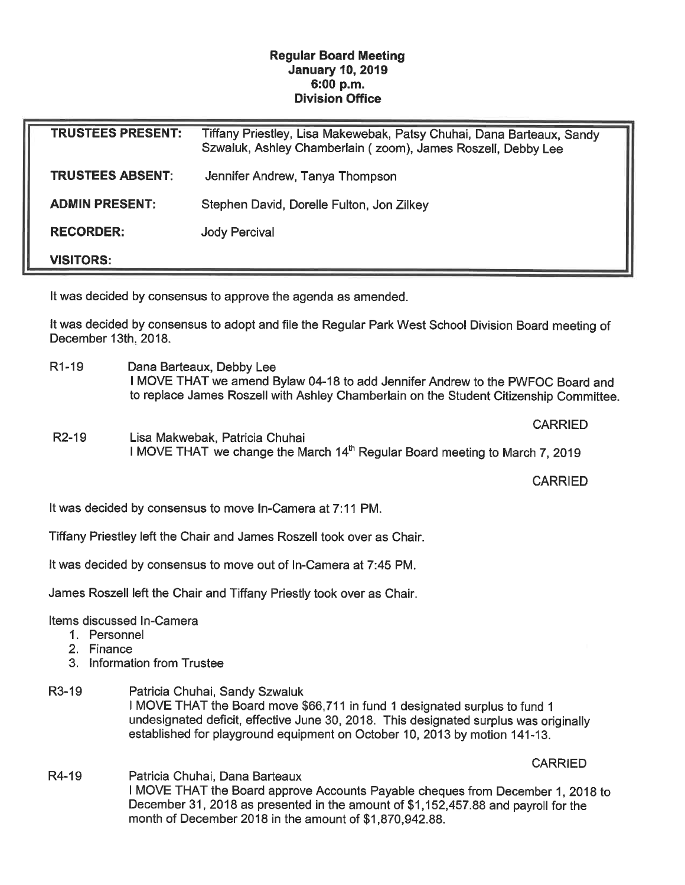**Regular Board Meeting**
**January 10, 2019**
**6:00 p.m.**
**Division Office**

| | |
|---|---|
| **TRUSTEES PRESENT:** | Tiffany Priestley, Lisa Makewebak, Patsy Chuhai, Dana Barteaux, Sandy Szwaluk, Ashley Chamberlain ( zoom), James Roszell, Debby Lee |
| **TRUSTEES ABSENT:** | Jennifer Andrew, Tanya Thompson |
| **ADMIN PRESENT:** | Stephen David, Dorelle Fulton, Jon Zilkey |
| **RECORDER:** | Jody Percival |
| **VISITORS:** | |

It was decided by consensus to approve the agenda as amended.

It was decided by consensus to adopt and file the Regular Park West School Division Board meeting of December 13th, 2018.

R1-19 Dana Barteaux, Debby Lee
I MOVE THAT we amend Bylaw 04-18 to add Jennifer Andrew to the PWFOC Board and to replace James Roszell with Ashley Chamberlain on the Student Citizenship Committee.

CARRIED

R2-19 Lisa Makwebak, Patricia Chuhai
I MOVE THAT we change the March 14th Regular Board meeting to March 7, 2019

CARRIED

It was decided by consensus to move In-Camera at 7:11 PM.

Tiffany Priestley left the Chair and James Roszell took over as Chair.

It was decided by consensus to move out of In-Camera at 7:45 PM.

James Roszell left the Chair and Tiffany Priestly took over as Chair.

Items discussed In-Camera

1. Personnel
2. Finance
3. Information from Trustee

R3-19 Patricia Chuhai, Sandy Szwaluk
I MOVE THAT the Board move $66,711 in fund 1 designated surplus to fund 1 undesignated deficit, effective June 30, 2018. This designated surplus was originally established for playground equipment on October 10, 2013 by motion 141-13.

CARRIED

R4-19 Patricia Chuhai, Dana Barteaux
I MOVE THAT the Board approve Accounts Payable cheques from December 1, 2018 to December 31, 2018 as presented in the amount of $1,152,457.88 and payroll for the month of December 2018 in the amount of $1,870,942.88.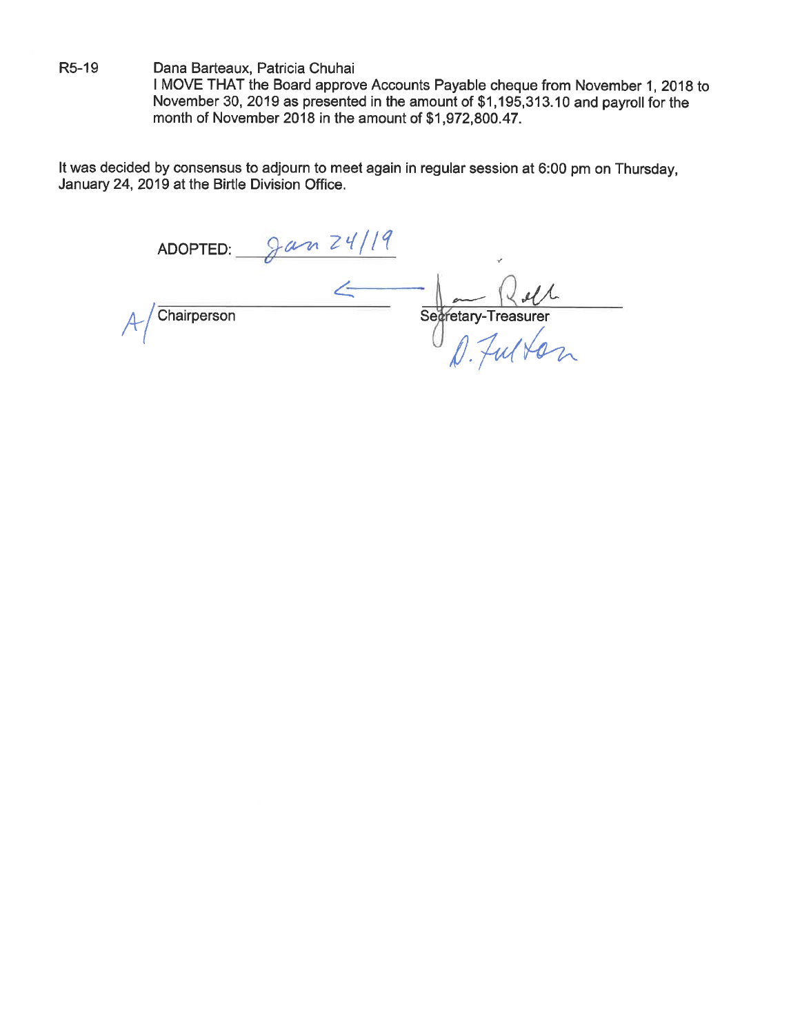R5-19 Dana Barteaux, Patricia Chuhai

I MOVE THAT the Board approve Accounts Payable cheque from November 1, 2018 to November 30, 2019 as presented in the amount of $1,195,313.10 and payroll for the month of November 2018 in the amount of $1,972,800.47.

It was decided by consensus to adjourn to meet again in regular session at 6:00 pm on Thursday, January 24, 2019 at the Birtle Division Office.

ADOPTED: Jan 24/19

A/ Chairperson

Secretary-Treasurer

D. Fulton